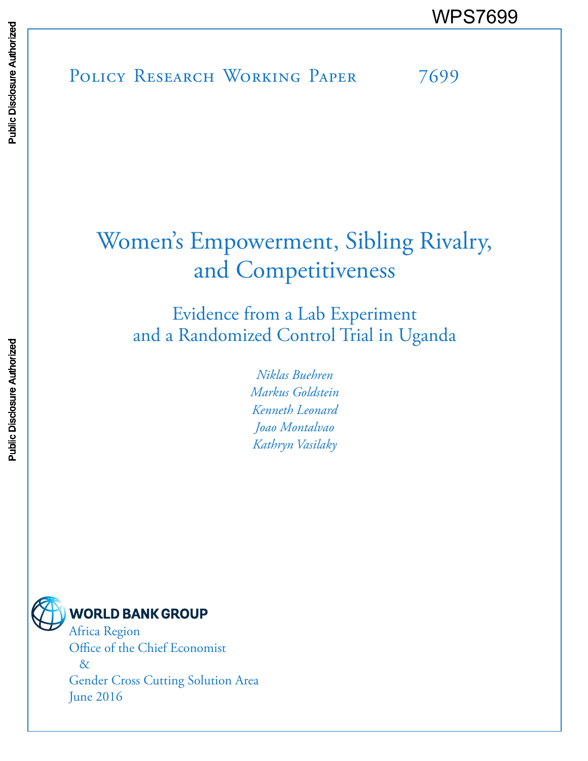WPS7699

Public Disclosure Authorized

Public Disclosure Authorized

Policy Research Working Paper 7699

# Women's Empowerment, Sibling Rivalry, and Competitiveness

## Evidence from a Lab Experiment and a Randomized Control Trial in Uganda

*Niklas Buehren*
*Markus Goldstein*
*Kenneth Leonard*
*Joao Montalvao*
*Kathryn Vasilaky*

WORLD BANK GROUP

Africa Region
Office of the Chief Economist
&
Gender Cross Cutting Solution Area
June 2016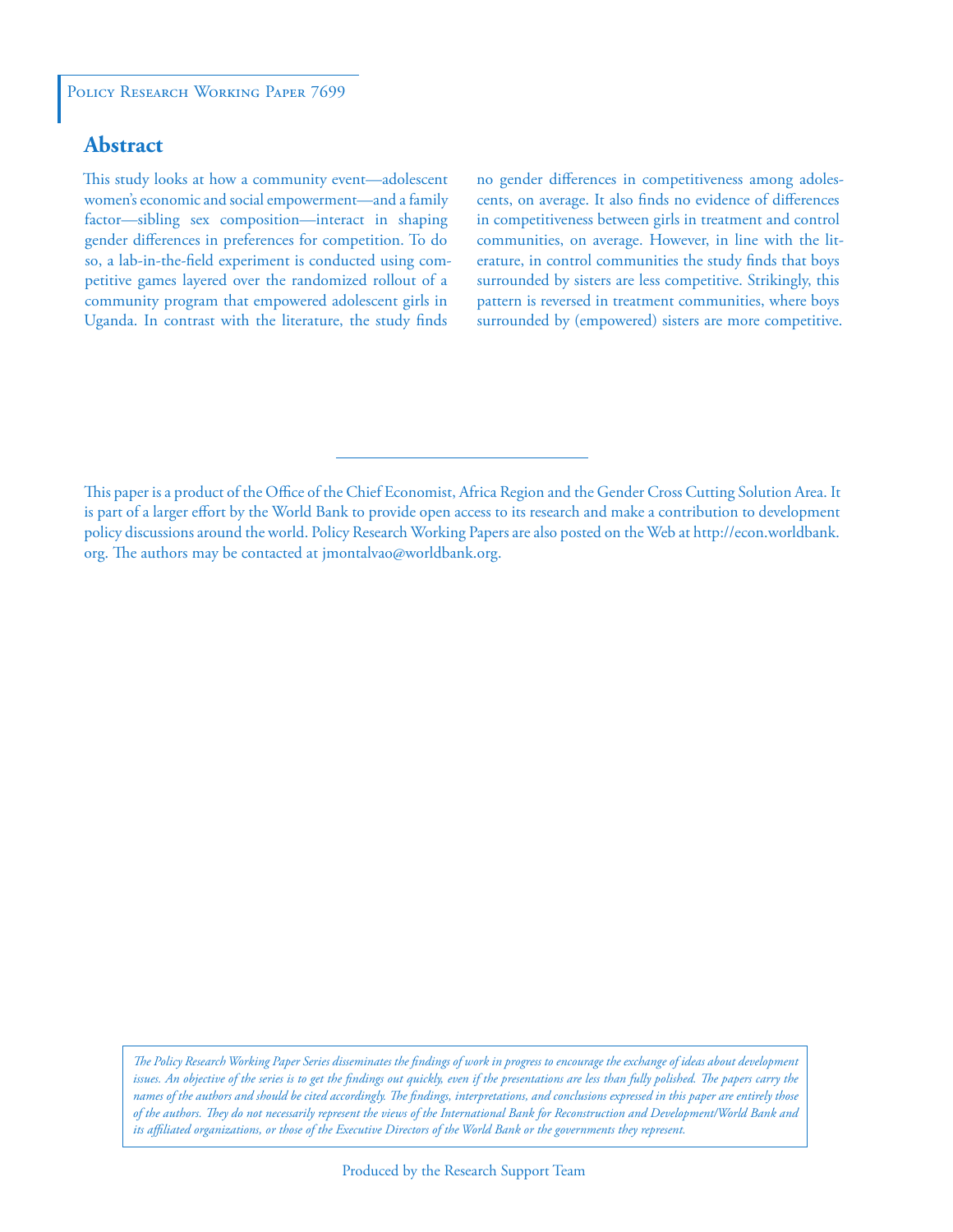Policy Research Working Paper 7699

## Abstract

This study looks at how a community event—adolescent women's economic and social empowerment—and a family factor—sibling sex composition—interact in shaping gender differences in preferences for competition. To do so, a lab-in-the-field experiment is conducted using competitive games layered over the randomized rollout of a community program that empowered adolescent girls in Uganda. In contrast with the literature, the study finds no gender differences in competitiveness among adolescents, on average. It also finds no evidence of differences in competitiveness between girls in treatment and control communities, on average. However, in line with the literature, in control communities the study finds that boys surrounded by sisters are less competitive. Strikingly, this pattern is reversed in treatment communities, where boys surrounded by (empowered) sisters are more competitive.

This paper is a product of the Office of the Chief Economist, Africa Region and the Gender Cross Cutting Solution Area. It is part of a larger effort by the World Bank to provide open access to its research and make a contribution to development policy discussions around the world. Policy Research Working Papers are also posted on the Web at http://econ.worldbank.org. The authors may be contacted at jmontalvao@worldbank.org.

*The Policy Research Working Paper Series disseminates the findings of work in progress to encourage the exchange of ideas about development issues. An objective of the series is to get the findings out quickly, even if the presentations are less than fully polished. The papers carry the names of the authors and should be cited accordingly. The findings, interpretations, and conclusions expressed in this paper are entirely those of the authors. They do not necessarily represent the views of the International Bank for Reconstruction and Development/World Bank and its affiliated organizations, or those of the Executive Directors of the World Bank or the governments they represent.*

Produced by the Research Support Team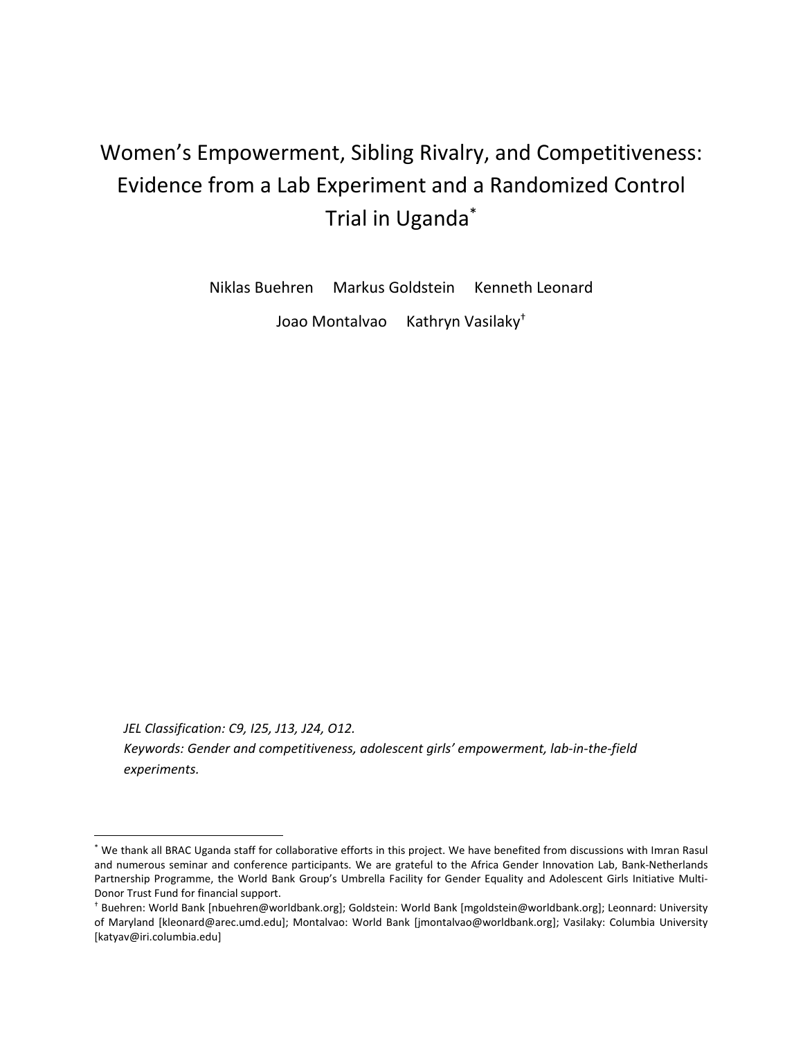# Women's Empowerment, Sibling Rivalry, and Competitiveness: Evidence from a Lab Experiment and a Randomized Control Trial in Uganda*

Niklas Buehren  Markus Goldstein  Kenneth Leonard

Joao Montalvao  Kathryn Vasilaky†

*JEL Classification: C9, I25, J13, J24, O12.*

*Keywords: Gender and competitiveness, adolescent girls' empowerment, lab-in-the-field experiments.*

---

* We thank all BRAC Uganda staff for collaborative efforts in this project. We have benefited from discussions with Imran Rasul and numerous seminar and conference participants. We are grateful to the Africa Gender Innovation Lab, Bank-Netherlands Partnership Programme, the World Bank Group's Umbrella Facility for Gender Equality and Adolescent Girls Initiative Multi-Donor Trust Fund for financial support.

† Buehren: World Bank [nbuehren@worldbank.org]; Goldstein: World Bank [mgoldstein@worldbank.org]; Leonnard: University of Maryland [kleonard@arec.umd.edu]; Montalvao: World Bank [jmontalvao@worldbank.org]; Vasilaky: Columbia University [katyav@iri.columbia.edu]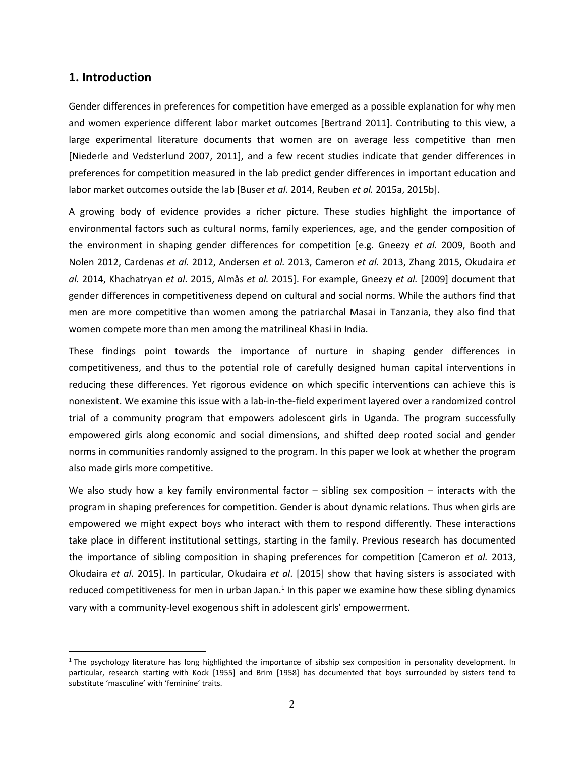## 1. Introduction

Gender differences in preferences for competition have emerged as a possible explanation for why men and women experience different labor market outcomes [Bertrand 2011]. Contributing to this view, a large experimental literature documents that women are on average less competitive than men [Niederle and Vedsterlund 2007, 2011], and a few recent studies indicate that gender differences in preferences for competition measured in the lab predict gender differences in important education and labor market outcomes outside the lab [Buser *et al.* 2014, Reuben *et al.* 2015a, 2015b].

A growing body of evidence provides a richer picture. These studies highlight the importance of environmental factors such as cultural norms, family experiences, age, and the gender composition of the environment in shaping gender differences for competition [e.g. Gneezy *et al.* 2009, Booth and Nolen 2012, Cardenas *et al.* 2012, Andersen *et al.* 2013, Cameron *et al.* 2013, Zhang 2015, Okudaira *et al.* 2014, Khachatryan *et al.* 2015, Almås *et al.* 2015]. For example, Gneezy *et al.* [2009] document that gender differences in competitiveness depend on cultural and social norms. While the authors find that men are more competitive than women among the patriarchal Masai in Tanzania, they also find that women compete more than men among the matrilineal Khasi in India.

These findings point towards the importance of nurture in shaping gender differences in competitiveness, and thus to the potential role of carefully designed human capital interventions in reducing these differences. Yet rigorous evidence on which specific interventions can achieve this is nonexistent. We examine this issue with a lab-in-the-field experiment layered over a randomized control trial of a community program that empowers adolescent girls in Uganda. The program successfully empowered girls along economic and social dimensions, and shifted deep rooted social and gender norms in communities randomly assigned to the program. In this paper we look at whether the program also made girls more competitive.

We also study how a key family environmental factor – sibling sex composition – interacts with the program in shaping preferences for competition. Gender is about dynamic relations. Thus when girls are empowered we might expect boys who interact with them to respond differently. These interactions take place in different institutional settings, starting in the family. Previous research has documented the importance of sibling composition in shaping preferences for competition [Cameron *et al.* 2013, Okudaira *et al*. 2015]. In particular, Okudaira *et al*. [2015] show that having sisters is associated with reduced competitiveness for men in urban Japan.[1] In this paper we examine how these sibling dynamics vary with a community-level exogenous shift in adolescent girls' empowerment.

[1] The psychology literature has long highlighted the importance of sibship sex composition in personality development. In particular, research starting with Kock [1955] and Brim [1958] has documented that boys surrounded by sisters tend to substitute 'masculine' with 'feminine' traits.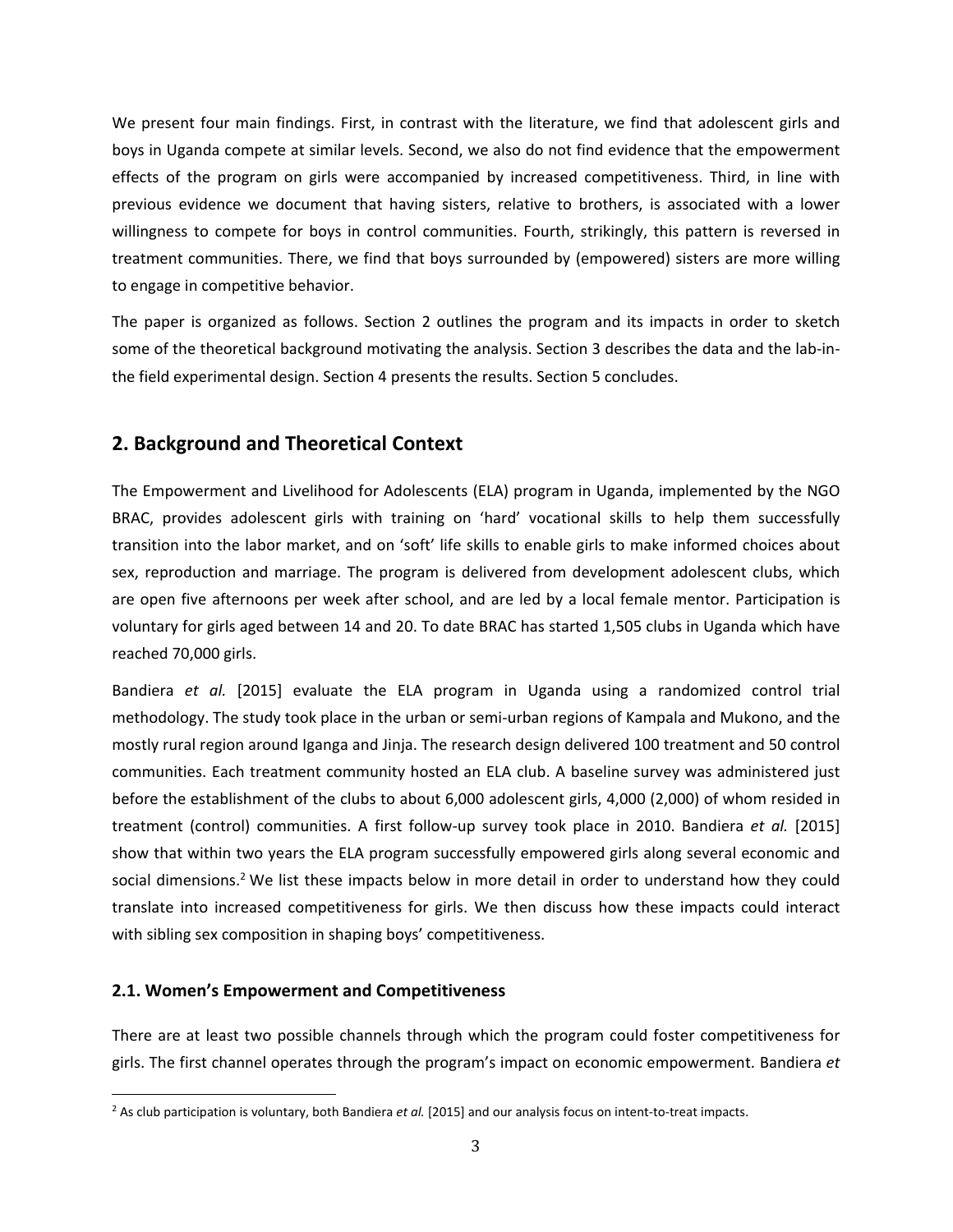We present four main findings. First, in contrast with the literature, we find that adolescent girls and boys in Uganda compete at similar levels. Second, we also do not find evidence that the empowerment effects of the program on girls were accompanied by increased competitiveness. Third, in line with previous evidence we document that having sisters, relative to brothers, is associated with a lower willingness to compete for boys in control communities. Fourth, strikingly, this pattern is reversed in treatment communities. There, we find that boys surrounded by (empowered) sisters are more willing to engage in competitive behavior.

The paper is organized as follows. Section 2 outlines the program and its impacts in order to sketch some of the theoretical background motivating the analysis. Section 3 describes the data and the lab-in-the field experimental design. Section 4 presents the results. Section 5 concludes.

## 2. Background and Theoretical Context

The Empowerment and Livelihood for Adolescents (ELA) program in Uganda, implemented by the NGO BRAC, provides adolescent girls with training on 'hard' vocational skills to help them successfully transition into the labor market, and on 'soft' life skills to enable girls to make informed choices about sex, reproduction and marriage. The program is delivered from development adolescent clubs, which are open five afternoons per week after school, and are led by a local female mentor. Participation is voluntary for girls aged between 14 and 20. To date BRAC has started 1,505 clubs in Uganda which have reached 70,000 girls.

Bandiera *et al.* [2015] evaluate the ELA program in Uganda using a randomized control trial methodology. The study took place in the urban or semi-urban regions of Kampala and Mukono, and the mostly rural region around Iganga and Jinja. The research design delivered 100 treatment and 50 control communities. Each treatment community hosted an ELA club. A baseline survey was administered just before the establishment of the clubs to about 6,000 adolescent girls, 4,000 (2,000) of whom resided in treatment (control) communities. A first follow-up survey took place in 2010. Bandiera *et al.* [2015] show that within two years the ELA program successfully empowered girls along several economic and social dimensions.[2] We list these impacts below in more detail in order to understand how they could translate into increased competitiveness for girls. We then discuss how these impacts could interact with sibling sex composition in shaping boys' competitiveness.

### 2.1. Women's Empowerment and Competitiveness

There are at least two possible channels through which the program could foster competitiveness for girls. The first channel operates through the program's impact on economic empowerment. Bandiera *et*

[2] As club participation is voluntary, both Bandiera *et al.* [2015] and our analysis focus on intent-to-treat impacts.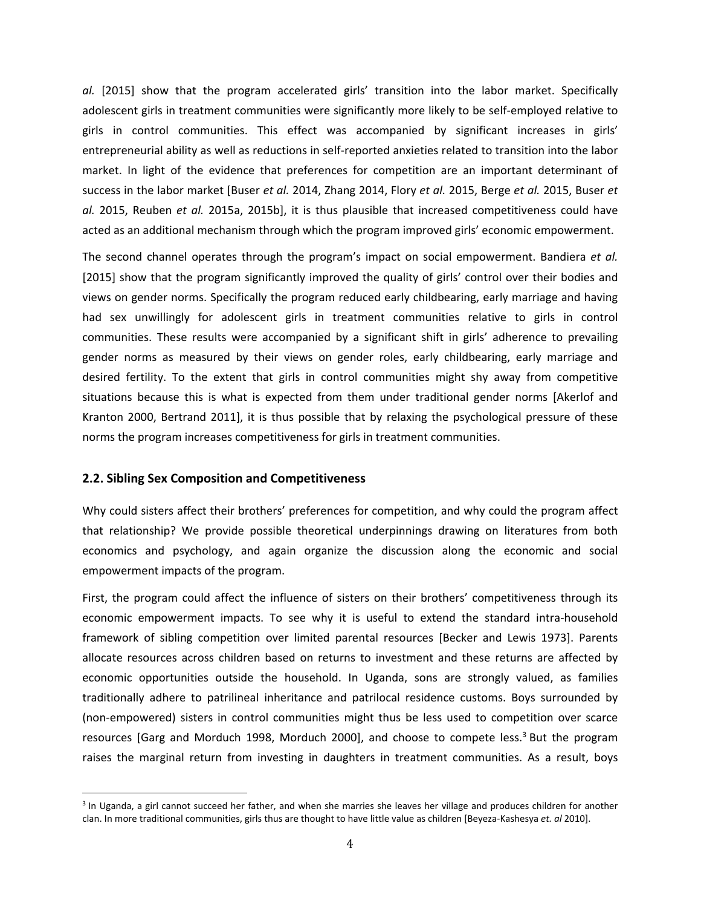*al.* [2015] show that the program accelerated girls' transition into the labor market. Specifically adolescent girls in treatment communities were significantly more likely to be self-employed relative to girls in control communities. This effect was accompanied by significant increases in girls' entrepreneurial ability as well as reductions in self-reported anxieties related to transition into the labor market. In light of the evidence that preferences for competition are an important determinant of success in the labor market [Buser *et al.* 2014, Zhang 2014, Flory *et al.* 2015, Berge *et al.* 2015, Buser *et al.* 2015, Reuben *et al.* 2015a, 2015b], it is thus plausible that increased competitiveness could have acted as an additional mechanism through which the program improved girls' economic empowerment.

The second channel operates through the program's impact on social empowerment. Bandiera *et al.* [2015] show that the program significantly improved the quality of girls' control over their bodies and views on gender norms. Specifically the program reduced early childbearing, early marriage and having had sex unwillingly for adolescent girls in treatment communities relative to girls in control communities. These results were accompanied by a significant shift in girls' adherence to prevailing gender norms as measured by their views on gender roles, early childbearing, early marriage and desired fertility. To the extent that girls in control communities might shy away from competitive situations because this is what is expected from them under traditional gender norms [Akerlof and Kranton 2000, Bertrand 2011], it is thus possible that by relaxing the psychological pressure of these norms the program increases competitiveness for girls in treatment communities.

## 2.2. Sibling Sex Composition and Competitiveness

Why could sisters affect their brothers' preferences for competition, and why could the program affect that relationship? We provide possible theoretical underpinnings drawing on literatures from both economics and psychology, and again organize the discussion along the economic and social empowerment impacts of the program.

First, the program could affect the influence of sisters on their brothers' competitiveness through its economic empowerment impacts. To see why it is useful to extend the standard intra-household framework of sibling competition over limited parental resources [Becker and Lewis 1973]. Parents allocate resources across children based on returns to investment and these returns are affected by economic opportunities outside the household. In Uganda, sons are strongly valued, as families traditionally adhere to patrilineal inheritance and patrilocal residence customs. Boys surrounded by (non-empowered) sisters in control communities might thus be less used to competition over scarce resources [Garg and Morduch 1998, Morduch 2000], and choose to compete less.[3] But the program raises the marginal return from investing in daughters in treatment communities. As a result, boys

[3] In Uganda, a girl cannot succeed her father, and when she marries she leaves her village and produces children for another clan. In more traditional communities, girls thus are thought to have little value as children [Beyeza-Kashesya *et. al* 2010].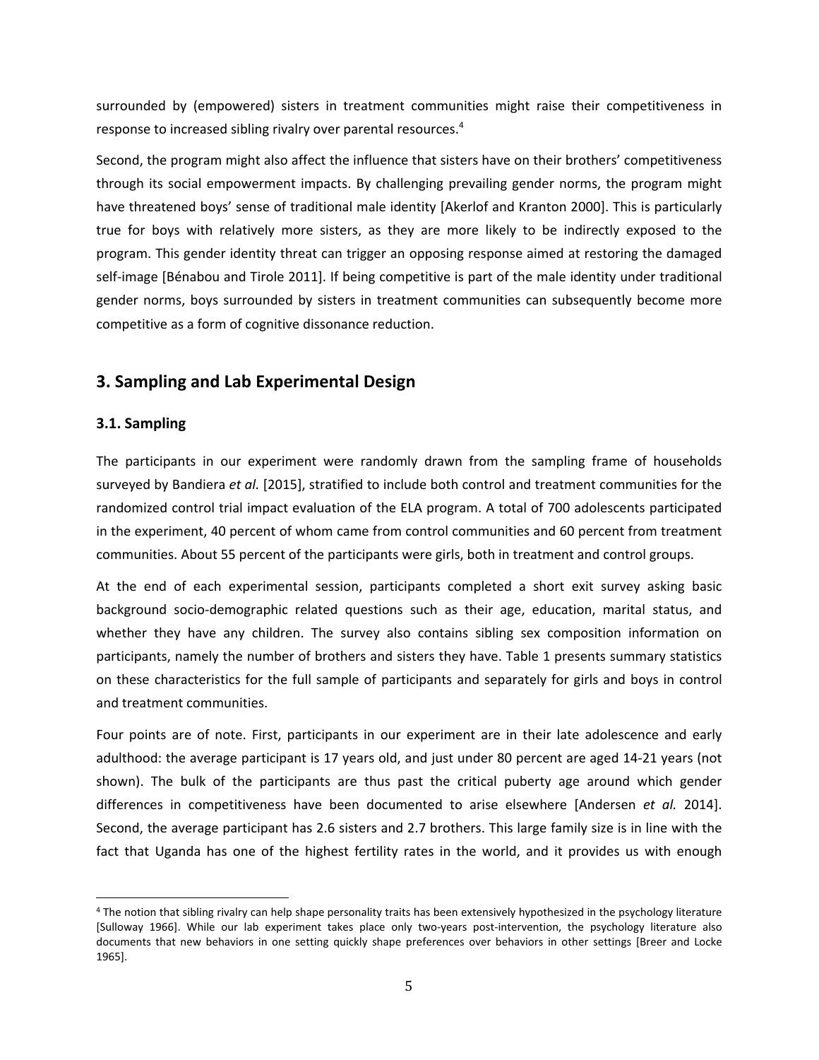surrounded by (empowered) sisters in treatment communities might raise their competitiveness in response to increased sibling rivalry over parental resources.[4]

Second, the program might also affect the influence that sisters have on their brothers' competitiveness through its social empowerment impacts. By challenging prevailing gender norms, the program might have threatened boys' sense of traditional male identity [Akerlof and Kranton 2000]. This is particularly true for boys with relatively more sisters, as they are more likely to be indirectly exposed to the program. This gender identity threat can trigger an opposing response aimed at restoring the damaged self-image [Bénabou and Tirole 2011]. If being competitive is part of the male identity under traditional gender norms, boys surrounded by sisters in treatment communities can subsequently become more competitive as a form of cognitive dissonance reduction.

## 3. Sampling and Lab Experimental Design

### 3.1. Sampling

The participants in our experiment were randomly drawn from the sampling frame of households surveyed by Bandiera *et al.* [2015], stratified to include both control and treatment communities for the randomized control trial impact evaluation of the ELA program. A total of 700 adolescents participated in the experiment, 40 percent of whom came from control communities and 60 percent from treatment communities. About 55 percent of the participants were girls, both in treatment and control groups.

At the end of each experimental session, participants completed a short exit survey asking basic background socio-demographic related questions such as their age, education, marital status, and whether they have any children. The survey also contains sibling sex composition information on participants, namely the number of brothers and sisters they have. Table 1 presents summary statistics on these characteristics for the full sample of participants and separately for girls and boys in control and treatment communities.

Four points are of note. First, participants in our experiment are in their late adolescence and early adulthood: the average participant is 17 years old, and just under 80 percent are aged 14-21 years (not shown). The bulk of the participants are thus past the critical puberty age around which gender differences in competitiveness have been documented to arise elsewhere [Andersen *et al.* 2014]. Second, the average participant has 2.6 sisters and 2.7 brothers. This large family size is in line with the fact that Uganda has one of the highest fertility rates in the world, and it provides us with enough

---

[4] The notion that sibling rivalry can help shape personality traits has been extensively hypothesized in the psychology literature [Sulloway 1966]. While our lab experiment takes place only two-years post-intervention, the psychology literature also documents that new behaviors in one setting quickly shape preferences over behaviors in other settings [Breer and Locke 1965].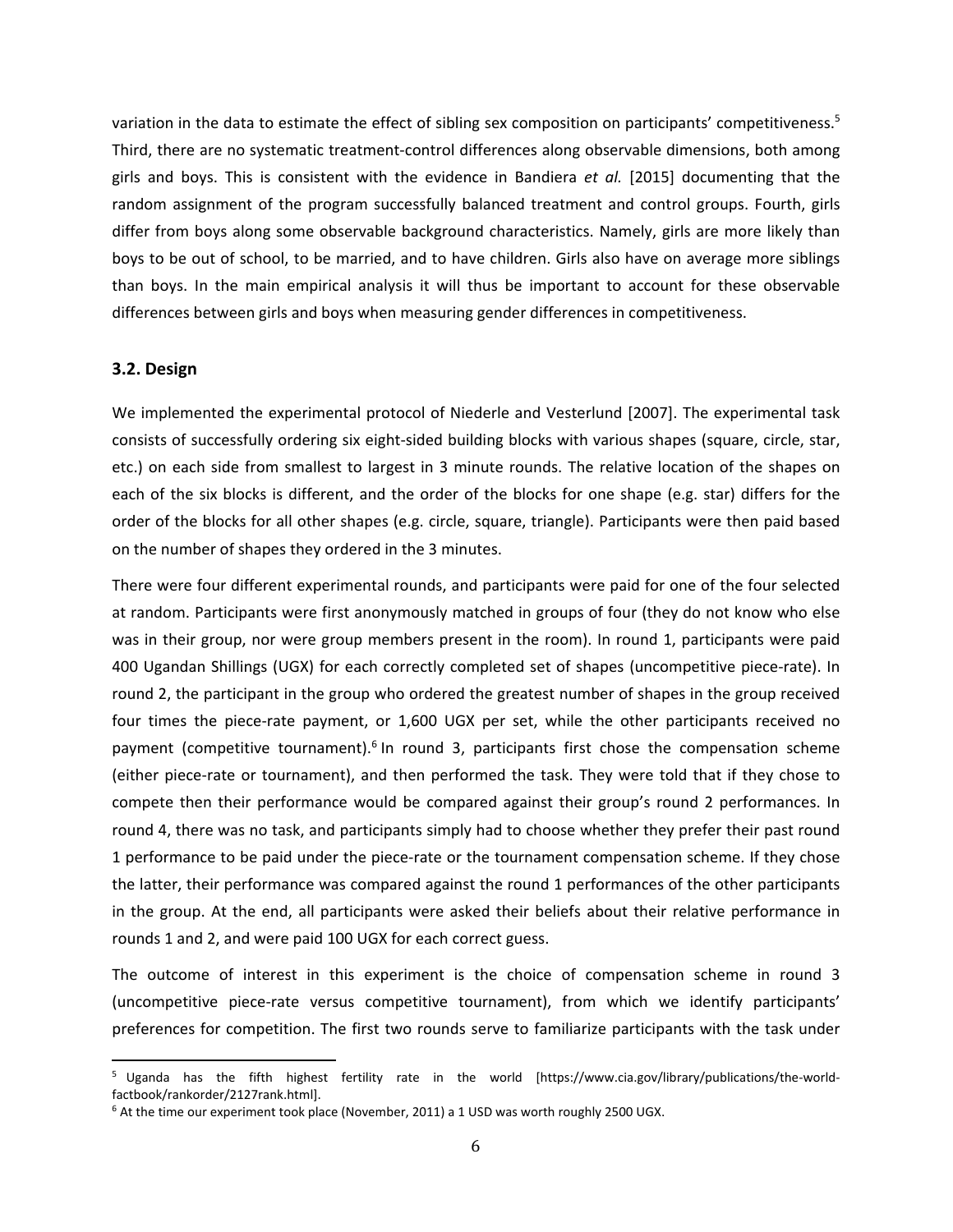variation in the data to estimate the effect of sibling sex composition on participants' competitiveness.[5] Third, there are no systematic treatment-control differences along observable dimensions, both among girls and boys. This is consistent with the evidence in Bandiera *et al.* [2015] documenting that the random assignment of the program successfully balanced treatment and control groups. Fourth, girls differ from boys along some observable background characteristics. Namely, girls are more likely than boys to be out of school, to be married, and to have children. Girls also have on average more siblings than boys. In the main empirical analysis it will thus be important to account for these observable differences between girls and boys when measuring gender differences in competitiveness.

### 3.2. Design

We implemented the experimental protocol of Niederle and Vesterlund [2007]. The experimental task consists of successfully ordering six eight-sided building blocks with various shapes (square, circle, star, etc.) on each side from smallest to largest in 3 minute rounds. The relative location of the shapes on each of the six blocks is different, and the order of the blocks for one shape (e.g. star) differs for the order of the blocks for all other shapes (e.g. circle, square, triangle). Participants were then paid based on the number of shapes they ordered in the 3 minutes.

There were four different experimental rounds, and participants were paid for one of the four selected at random. Participants were first anonymously matched in groups of four (they do not know who else was in their group, nor were group members present in the room). In round 1, participants were paid 400 Ugandan Shillings (UGX) for each correctly completed set of shapes (uncompetitive piece-rate). In round 2, the participant in the group who ordered the greatest number of shapes in the group received four times the piece-rate payment, or 1,600 UGX per set, while the other participants received no payment (competitive tournament).[6] In round 3, participants first chose the compensation scheme (either piece-rate or tournament), and then performed the task. They were told that if they chose to compete then their performance would be compared against their group's round 2 performances. In round 4, there was no task, and participants simply had to choose whether they prefer their past round 1 performance to be paid under the piece-rate or the tournament compensation scheme. If they chose the latter, their performance was compared against the round 1 performances of the other participants in the group. At the end, all participants were asked their beliefs about their relative performance in rounds 1 and 2, and were paid 100 UGX for each correct guess.

The outcome of interest in this experiment is the choice of compensation scheme in round 3 (uncompetitive piece-rate versus competitive tournament), from which we identify participants' preferences for competition. The first two rounds serve to familiarize participants with the task under

---

[5] Uganda has the fifth highest fertility rate in the world [https://www.cia.gov/library/publications/the-world-factbook/rankorder/2127rank.html].

[6] At the time our experiment took place (November, 2011) a 1 USD was worth roughly 2500 UGX.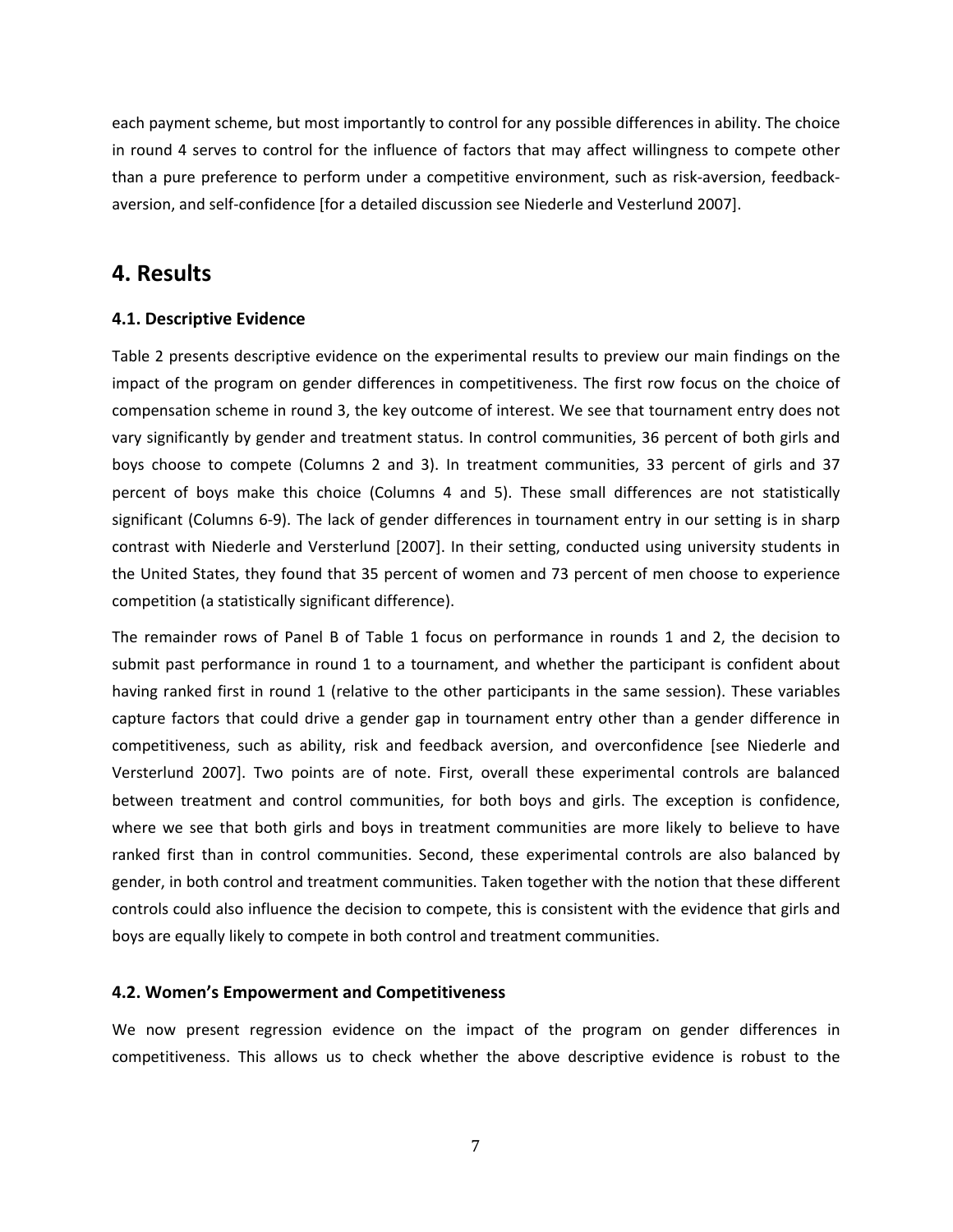each payment scheme, but most importantly to control for any possible differences in ability. The choice in round 4 serves to control for the influence of factors that may affect willingness to compete other than a pure preference to perform under a competitive environment, such as risk-aversion, feedback-aversion, and self-confidence [for a detailed discussion see Niederle and Vesterlund 2007].

# 4. Results

### 4.1. Descriptive Evidence

Table 2 presents descriptive evidence on the experimental results to preview our main findings on the impact of the program on gender differences in competitiveness. The first row focus on the choice of compensation scheme in round 3, the key outcome of interest. We see that tournament entry does not vary significantly by gender and treatment status. In control communities, 36 percent of both girls and boys choose to compete (Columns 2 and 3). In treatment communities, 33 percent of girls and 37 percent of boys make this choice (Columns 4 and 5). These small differences are not statistically significant (Columns 6-9). The lack of gender differences in tournament entry in our setting is in sharp contrast with Niederle and Versterlund [2007]. In their setting, conducted using university students in the United States, they found that 35 percent of women and 73 percent of men choose to experience competition (a statistically significant difference).

The remainder rows of Panel B of Table 1 focus on performance in rounds 1 and 2, the decision to submit past performance in round 1 to a tournament, and whether the participant is confident about having ranked first in round 1 (relative to the other participants in the same session). These variables capture factors that could drive a gender gap in tournament entry other than a gender difference in competitiveness, such as ability, risk and feedback aversion, and overconfidence [see Niederle and Versterlund 2007]. Two points are of note. First, overall these experimental controls are balanced between treatment and control communities, for both boys and girls. The exception is confidence, where we see that both girls and boys in treatment communities are more likely to believe to have ranked first than in control communities. Second, these experimental controls are also balanced by gender, in both control and treatment communities. Taken together with the notion that these different controls could also influence the decision to compete, this is consistent with the evidence that girls and boys are equally likely to compete in both control and treatment communities.

### 4.2. Women's Empowerment and Competitiveness

We now present regression evidence on the impact of the program on gender differences in competitiveness. This allows us to check whether the above descriptive evidence is robust to the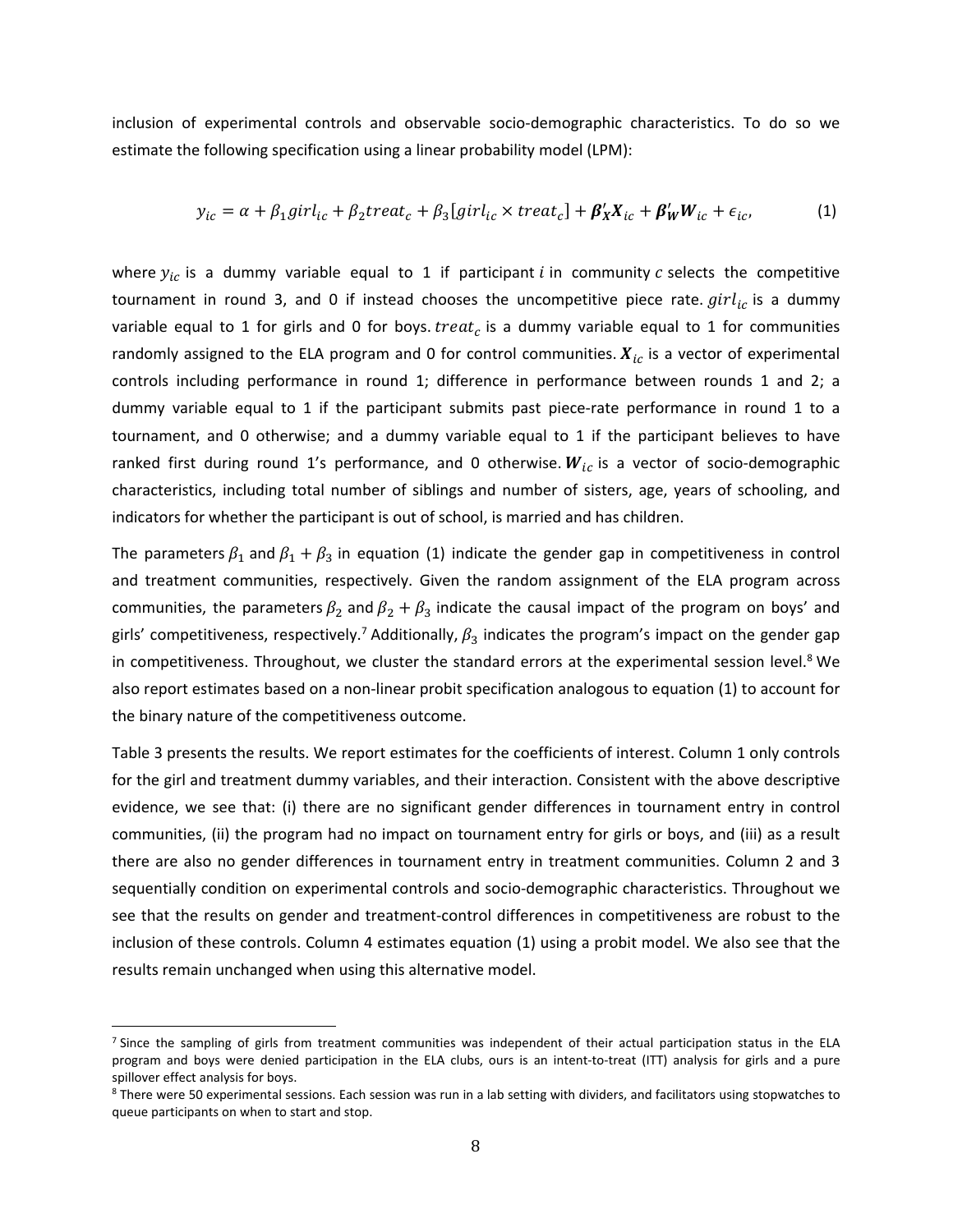inclusion of experimental controls and observable socio-demographic characteristics. To do so we estimate the following specification using a linear probability model (LPM):

$$y_{ic} = \alpha + \beta_1 girl_{ic} + \beta_2 treat_c + \beta_3 [girl_{ic} \times treat_c] + \boldsymbol{\beta}_{\boldsymbol{X}}' \boldsymbol{X}_{ic} + \boldsymbol{\beta}_{\boldsymbol{W}}' \boldsymbol{W}_{ic} + \epsilon_{ic}, \qquad (1)$$

where $y_{ic}$ is a dummy variable equal to 1 if participant $i$ in community $c$ selects the competitive tournament in round 3, and 0 if instead chooses the uncompetitive piece rate. $girl_{ic}$ is a dummy variable equal to 1 for girls and 0 for boys. $treat_c$ is a dummy variable equal to 1 for communities randomly assigned to the ELA program and 0 for control communities. $\boldsymbol{X}_{ic}$ is a vector of experimental controls including performance in round 1; difference in performance between rounds 1 and 2; a dummy variable equal to 1 if the participant submits past piece-rate performance in round 1 to a tournament, and 0 otherwise; and a dummy variable equal to 1 if the participant believes to have ranked first during round 1's performance, and 0 otherwise. $\boldsymbol{W}_{ic}$ is a vector of socio-demographic characteristics, including total number of siblings and number of sisters, age, years of schooling, and indicators for whether the participant is out of school, is married and has children.

The parameters $\beta_1$ and $\beta_1 + \beta_3$ in equation (1) indicate the gender gap in competitiveness in control and treatment communities, respectively. Given the random assignment of the ELA program across communities, the parameters $\beta_2$ and $\beta_2 + \beta_3$ indicate the causal impact of the program on boys' and girls' competitiveness, respectively.[7] Additionally, $\beta_3$ indicates the program's impact on the gender gap in competitiveness. Throughout, we cluster the standard errors at the experimental session level.[8] We also report estimates based on a non-linear probit specification analogous to equation (1) to account for the binary nature of the competitiveness outcome.

Table 3 presents the results. We report estimates for the coefficients of interest. Column 1 only controls for the girl and treatment dummy variables, and their interaction. Consistent with the above descriptive evidence, we see that: (i) there are no significant gender differences in tournament entry in control communities, (ii) the program had no impact on tournament entry for girls or boys, and (iii) as a result there are also no gender differences in tournament entry in treatment communities. Column 2 and 3 sequentially condition on experimental controls and socio-demographic characteristics. Throughout we see that the results on gender and treatment-control differences in competitiveness are robust to the inclusion of these controls. Column 4 estimates equation (1) using a probit model. We also see that the results remain unchanged when using this alternative model.

---

[7] Since the sampling of girls from treatment communities was independent of their actual participation status in the ELA program and boys were denied participation in the ELA clubs, ours is an intent-to-treat (ITT) analysis for girls and a pure spillover effect analysis for boys.

[8] There were 50 experimental sessions. Each session was run in a lab setting with dividers, and facilitators using stopwatches to queue participants on when to start and stop.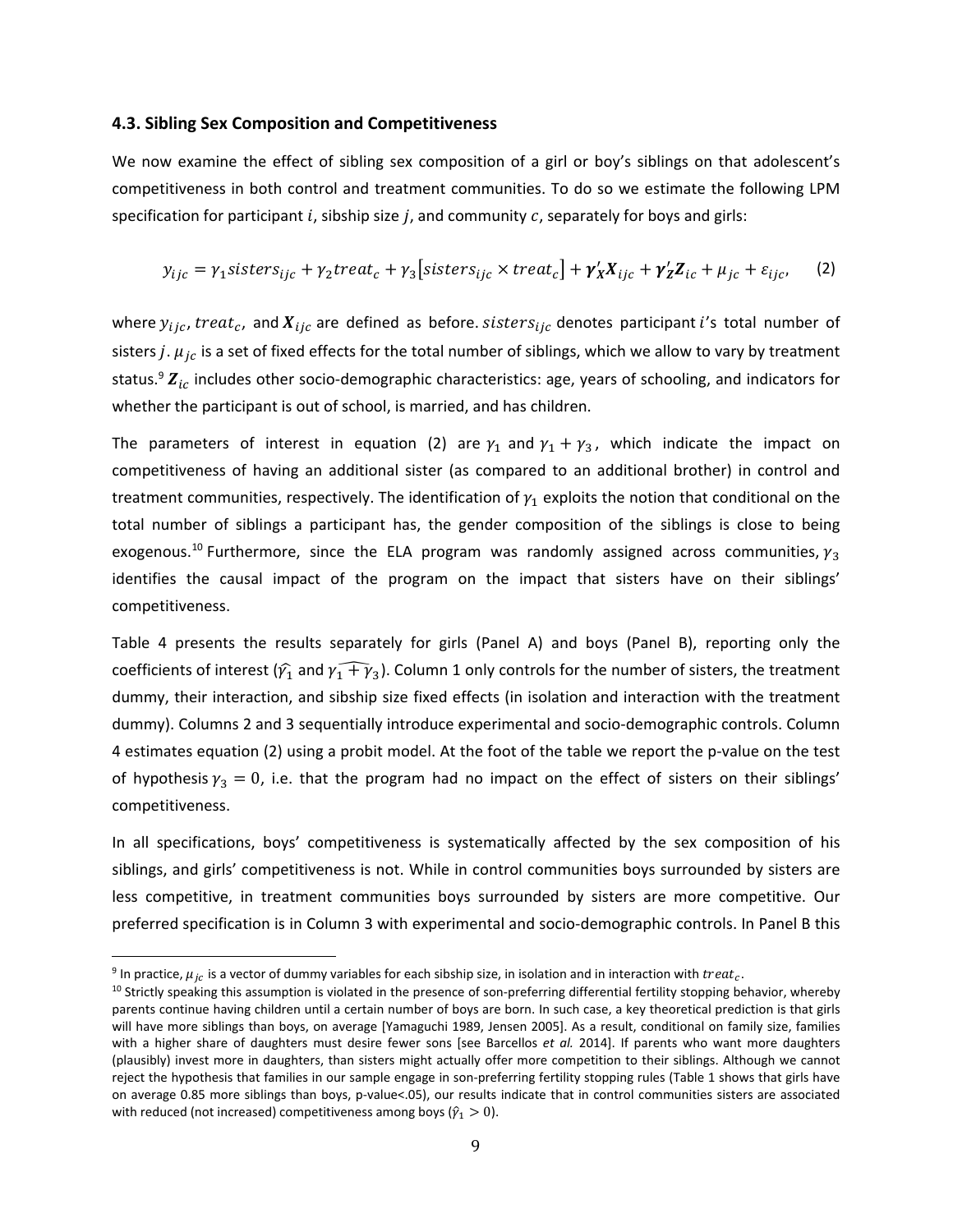### 4.3. Sibling Sex Composition and Competitiveness

We now examine the effect of sibling sex composition of a girl or boy's siblings on that adolescent's competitiveness in both control and treatment communities. To do so we estimate the following LPM specification for participant $i$, sibship size $j$, and community $c$, separately for boys and girls:

$$y_{ijc} = \gamma_1 sisters_{ijc} + \gamma_2 treat_c + \gamma_3 [sisters_{ijc} \times treat_c] + \boldsymbol{\gamma}_{\boldsymbol{X}}' \boldsymbol{X}_{ijc} + \boldsymbol{\gamma}_{\boldsymbol{Z}}' \boldsymbol{Z}_{ic} + \mu_{jc} + \varepsilon_{ijc}, \qquad (2)$$

where $y_{ijc}$, $treat_c$, and $\boldsymbol{X}_{ijc}$ are defined as before. $sisters_{ijc}$ denotes participant $i$'s total number of sisters $j$. $\mu_{jc}$ is a set of fixed effects for the total number of siblings, which we allow to vary by treatment status.[9] $\boldsymbol{Z}_{ic}$ includes other socio-demographic characteristics: age, years of schooling, and indicators for whether the participant is out of school, is married, and has children.

The parameters of interest in equation (2) are $\gamma_1$ and $\gamma_1 + \gamma_3$, which indicate the impact on competitiveness of having an additional sister (as compared to an additional brother) in control and treatment communities, respectively. The identification of $\gamma_1$ exploits the notion that conditional on the total number of siblings a participant has, the gender composition of the siblings is close to being exogenous.[10] Furthermore, since the ELA program was randomly assigned across communities, $\gamma_3$ identifies the causal impact of the program on the impact that sisters have on their siblings' competitiveness.

Table 4 presents the results separately for girls (Panel A) and boys (Panel B), reporting only the coefficients of interest ($\widehat{\gamma_1}$ and $\widehat{\gamma_1 + \gamma_3}$). Column 1 only controls for the number of sisters, the treatment dummy, their interaction, and sibship size fixed effects (in isolation and interaction with the treatment dummy). Columns 2 and 3 sequentially introduce experimental and socio-demographic controls. Column 4 estimates equation (2) using a probit model. At the foot of the table we report the p-value on the test of hypothesis $\gamma_3 = 0$, i.e. that the program had no impact on the effect of sisters on their siblings' competitiveness.

In all specifications, boys' competitiveness is systematically affected by the sex composition of his siblings, and girls' competitiveness is not. While in control communities boys surrounded by sisters are less competitive, in treatment communities boys surrounded by sisters are more competitive. Our preferred specification is in Column 3 with experimental and socio-demographic controls. In Panel B this

---

[9] In practice, $\mu_{jc}$ is a vector of dummy variables for each sibship size, in isolation and in interaction with $treat_c$.

[10] Strictly speaking this assumption is violated in the presence of son-preferring differential fertility stopping behavior, whereby parents continue having children until a certain number of boys are born. In such case, a key theoretical prediction is that girls will have more siblings than boys, on average [Yamaguchi 1989, Jensen 2005]. As a result, conditional on family size, families with a higher share of daughters must desire fewer sons [see Barcellos *et al.* 2014]. If parents who want more daughters (plausibly) invest more in daughters, than sisters might actually offer more competition to their siblings. Although we cannot reject the hypothesis that families in our sample engage in son-preferring fertility stopping rules (Table 1 shows that girls have on average 0.85 more siblings than boys, p-value<.05), our results indicate that in control communities sisters are associated with reduced (not increased) competitiveness among boys ($\hat{\gamma}_1 > 0$).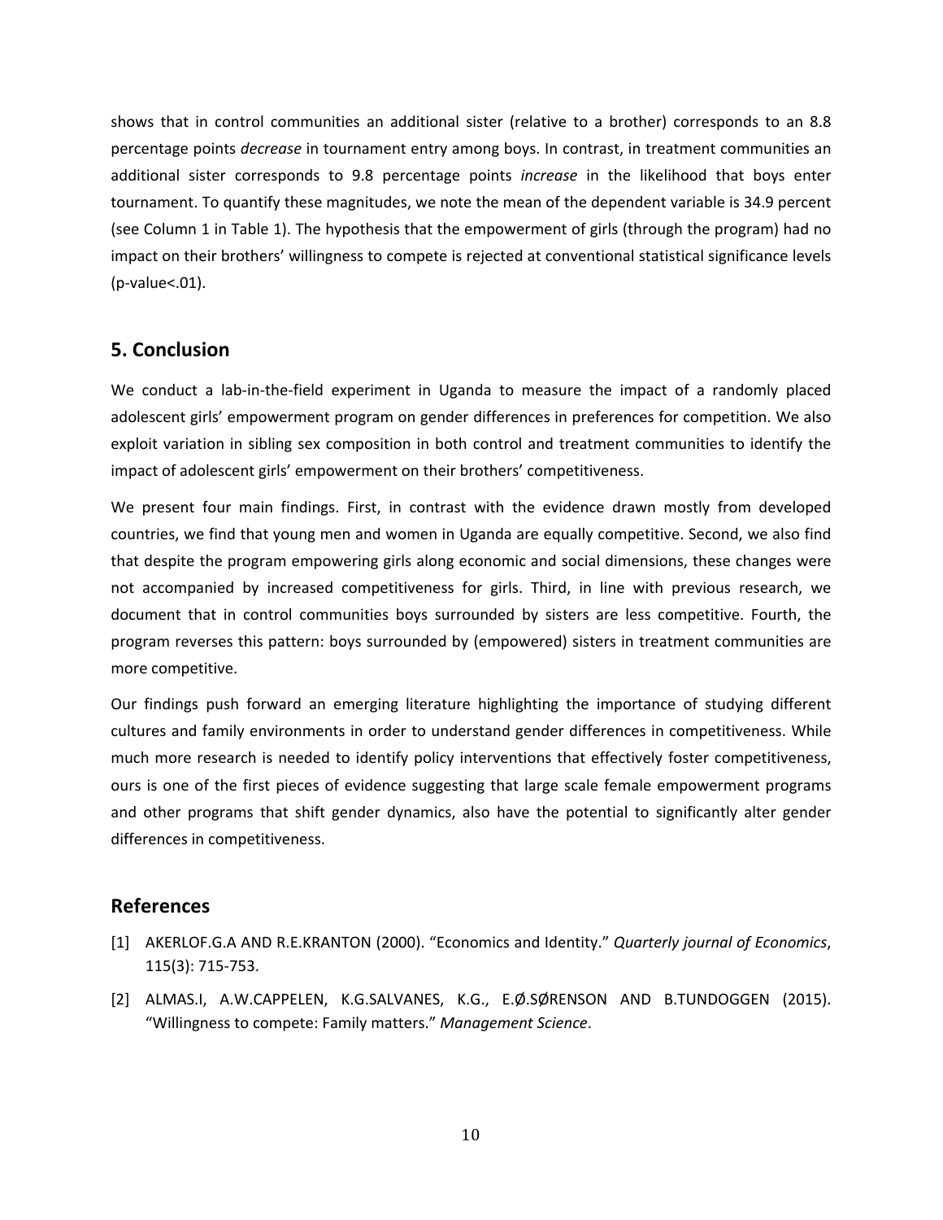shows that in control communities an additional sister (relative to a brother) corresponds to an 8.8 percentage points *decrease* in tournament entry among boys. In contrast, in treatment communities an additional sister corresponds to 9.8 percentage points *increase* in the likelihood that boys enter tournament. To quantify these magnitudes, we note the mean of the dependent variable is 34.9 percent (see Column 1 in Table 1). The hypothesis that the empowerment of girls (through the program) had no impact on their brothers' willingness to compete is rejected at conventional statistical significance levels (p-value<.01).

## 5. Conclusion

We conduct a lab-in-the-field experiment in Uganda to measure the impact of a randomly placed adolescent girls' empowerment program on gender differences in preferences for competition. We also exploit variation in sibling sex composition in both control and treatment communities to identify the impact of adolescent girls' empowerment on their brothers' competitiveness.

We present four main findings. First, in contrast with the evidence drawn mostly from developed countries, we find that young men and women in Uganda are equally competitive. Second, we also find that despite the program empowering girls along economic and social dimensions, these changes were not accompanied by increased competitiveness for girls. Third, in line with previous research, we document that in control communities boys surrounded by sisters are less competitive. Fourth, the program reverses this pattern: boys surrounded by (empowered) sisters in treatment communities are more competitive.

Our findings push forward an emerging literature highlighting the importance of studying different cultures and family environments in order to understand gender differences in competitiveness. While much more research is needed to identify policy interventions that effectively foster competitiveness, ours is one of the first pieces of evidence suggesting that large scale female empowerment programs and other programs that shift gender dynamics, also have the potential to significantly alter gender differences in competitiveness.

## References

[1] AKERLOF.G.A AND R.E.KRANTON (2000). "Economics and Identity." *Quarterly journal of Economics*, 115(3): 715-753.

[2] ALMAS.I, A.W.CAPPELEN, K.G.SALVANES, K.G., E.Ø.SØRENSON AND B.TUNDOGGEN (2015). "Willingness to compete: Family matters." *Management Science*.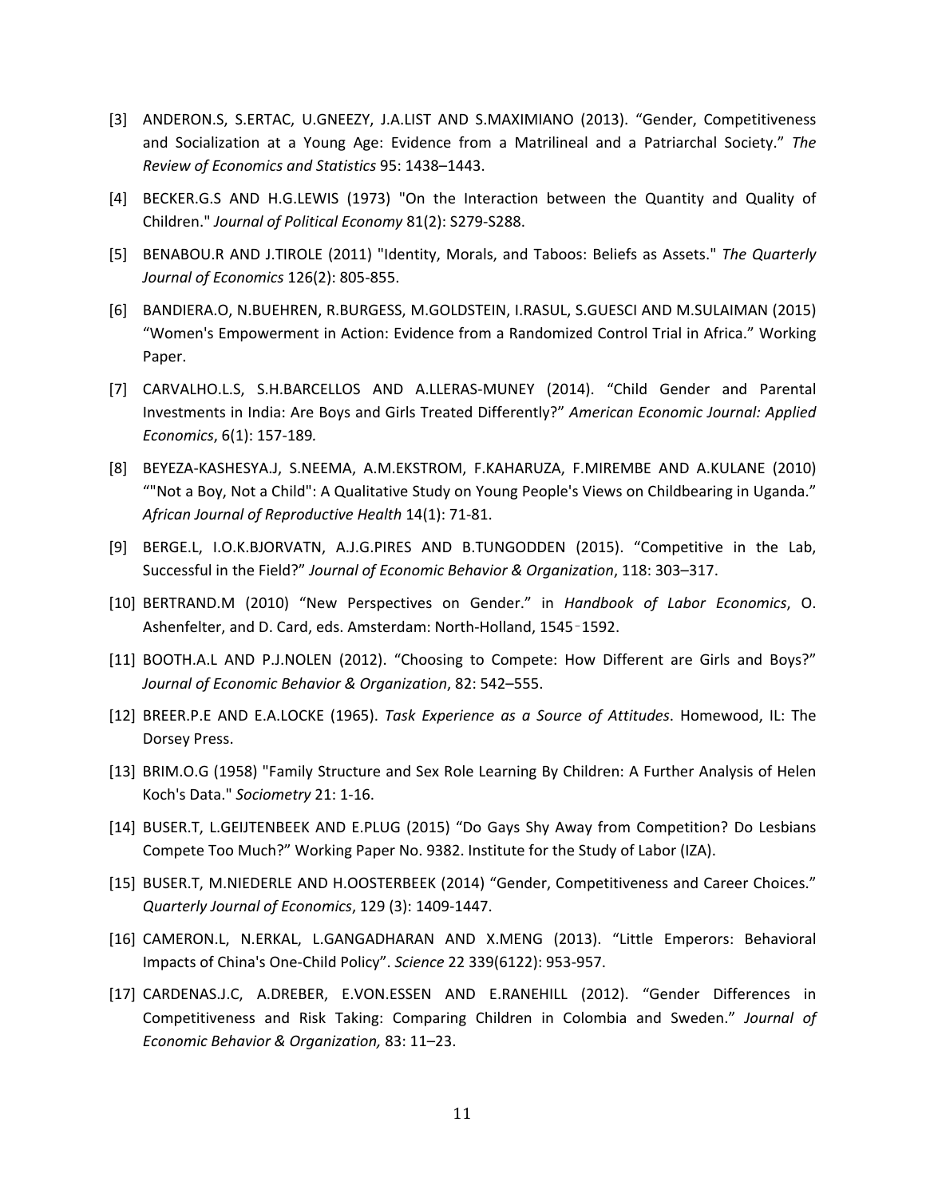[3] ANDERON.S, S.ERTAC, U.GNEEZY, J.A.LIST AND S.MAXIMIANO (2013). “Gender, Competitiveness and Socialization at a Young Age: Evidence from a Matrilineal and a Patriarchal Society.” *The Review of Economics and Statistics* 95: 1438–1443.

[4] BECKER.G.S AND H.G.LEWIS (1973) "On the Interaction between the Quantity and Quality of Children." *Journal of Political Economy* 81(2): S279-S288.

[5] BENABOU.R AND J.TIROLE (2011) "Identity, Morals, and Taboos: Beliefs as Assets." *The Quarterly Journal of Economics* 126(2): 805-855.

[6] BANDIERA.O, N.BUEHREN, R.BURGESS, M.GOLDSTEIN, I.RASUL, S.GUESCI AND M.SULAIMAN (2015) “Women's Empowerment in Action: Evidence from a Randomized Control Trial in Africa.” Working Paper.

[7] CARVALHO.L.S, S.H.BARCELLOS AND A.LLERAS-MUNEY (2014). “Child Gender and Parental Investments in India: Are Boys and Girls Treated Differently?” *American Economic Journal: Applied Economics*, 6(1): 157-189*.*

[8] BEYEZA-KASHESYA.J, S.NEEMA, A.M.EKSTROM, F.KAHARUZA, F.MIREMBE AND A.KULANE (2010) “"Not a Boy, Not a Child": A Qualitative Study on Young People's Views on Childbearing in Uganda.” *African Journal of Reproductive Health* 14(1): 71-81.

[9] BERGE.L, I.O.K.BJORVATN, A.J.G.PIRES AND B.TUNGODDEN (2015). “Competitive in the Lab, Successful in the Field?” *Journal of Economic Behavior & Organization*, 118: 303–317.

[10] BERTRAND.M (2010) “New Perspectives on Gender.” in *Handbook of Labor Economics*, O. Ashenfelter, and D. Card, eds. Amsterdam: North-Holland, 1545‐1592.

[11] BOOTH.A.L AND P.J.NOLEN (2012). “Choosing to Compete: How Different are Girls and Boys?” *Journal of Economic Behavior & Organization*, 82: 542–555.

[12] BREER.P.E AND E.A.LOCKE (1965). *Task Experience as a Source of Attitudes*. Homewood, IL: The Dorsey Press.

[13] BRIM.O.G (1958) "Family Structure and Sex Role Learning By Children: A Further Analysis of Helen Koch's Data." *Sociometry* 21: 1-16.

[14] BUSER.T, L.GEIJTENBEEK AND E.PLUG (2015) “Do Gays Shy Away from Competition? Do Lesbians Compete Too Much?” Working Paper No. 9382. Institute for the Study of Labor (IZA).

[15] BUSER.T, M.NIEDERLE AND H.OOSTERBEEK (2014) “Gender, Competitiveness and Career Choices.” *Quarterly Journal of Economics*, 129 (3): 1409-1447.

[16] CAMERON.L, N.ERKAL, L.GANGADHARAN AND X.MENG (2013). “Little Emperors: Behavioral Impacts of China's One-Child Policy”. *Science* 22 339(6122): 953-957.

[17] CARDENAS.J.C, A.DREBER, E.VON.ESSEN AND E.RANEHILL (2012). “Gender Differences in Competitiveness and Risk Taking: Comparing Children in Colombia and Sweden.” *Journal of Economic Behavior & Organization,* 83: 11–23.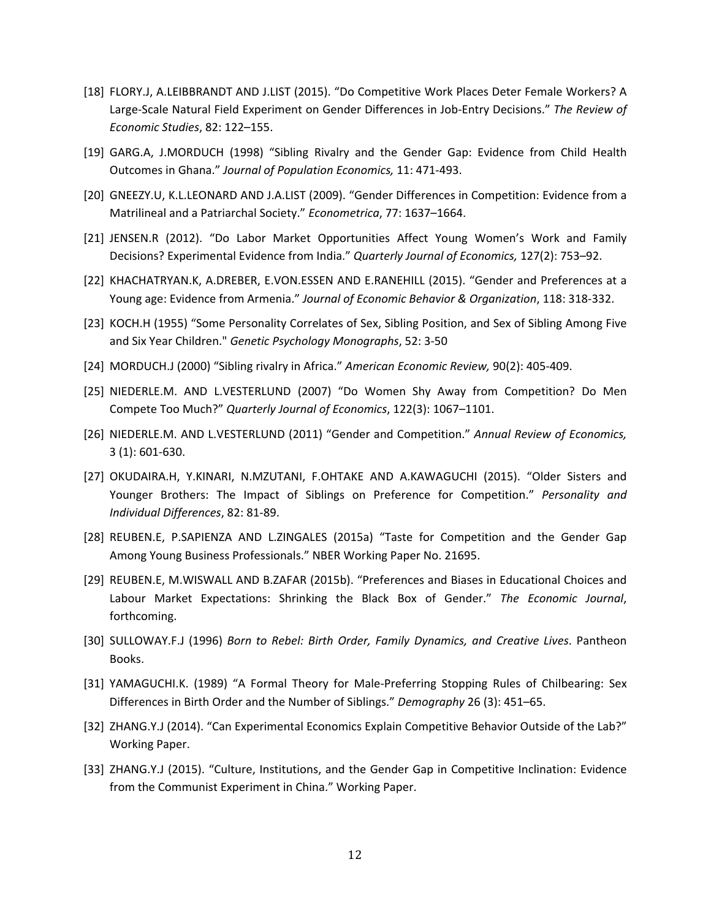[18] FLORY.J, A.LEIBBRANDT AND J.LIST (2015). "Do Competitive Work Places Deter Female Workers? A Large-Scale Natural Field Experiment on Gender Differences in Job-Entry Decisions." *The Review of Economic Studies*, 82: 122–155.

[19] GARG.A, J.MORDUCH (1998) "Sibling Rivalry and the Gender Gap: Evidence from Child Health Outcomes in Ghana." *Journal of Population Economics,* 11: 471-493.

[20] GNEEZY.U, K.L.LEONARD AND J.A.LIST (2009). "Gender Differences in Competition: Evidence from a Matrilineal and a Patriarchal Society." *Econometrica*, 77: 1637–1664.

[21] JENSEN.R (2012). "Do Labor Market Opportunities Affect Young Women's Work and Family Decisions? Experimental Evidence from India." *Quarterly Journal of Economics,* 127(2): 753–92.

[22] KHACHATRYAN.K, A.DREBER, E.VON.ESSEN AND E.RANEHILL (2015). "Gender and Preferences at a Young age: Evidence from Armenia." *Journal of Economic Behavior & Organization*, 118: 318-332.

[23] KOCH.H (1955) "Some Personality Correlates of Sex, Sibling Position, and Sex of Sibling Among Five and Six Year Children." *Genetic Psychology Monographs*, 52: 3-50

[24] MORDUCH.J (2000) "Sibling rivalry in Africa." *American Economic Review,* 90(2): 405-409.

[25] NIEDERLE.M. AND L.VESTERLUND (2007) "Do Women Shy Away from Competition? Do Men Compete Too Much?" *Quarterly Journal of Economics*, 122(3): 1067–1101.

[26] NIEDERLE.M. AND L.VESTERLUND (2011) "Gender and Competition." *Annual Review of Economics,* 3 (1): 601-630.

[27] OKUDAIRA.H, Y.KINARI, N.MZUTANI, F.OHTAKE AND A.KAWAGUCHI (2015). "Older Sisters and Younger Brothers: The Impact of Siblings on Preference for Competition." *Personality and Individual Differences*, 82: 81-89.

[28] REUBEN.E, P.SAPIENZA AND L.ZINGALES (2015a) "Taste for Competition and the Gender Gap Among Young Business Professionals." NBER Working Paper No. 21695.

[29] REUBEN.E, M.WISWALL AND B.ZAFAR (2015b). "Preferences and Biases in Educational Choices and Labour Market Expectations: Shrinking the Black Box of Gender." *The Economic Journal*, forthcoming.

[30] SULLOWAY.F.J (1996) *Born to Rebel: Birth Order, Family Dynamics, and Creative Lives*. Pantheon Books.

[31] YAMAGUCHI.K. (1989) "A Formal Theory for Male-Preferring Stopping Rules of Chilbearing: Sex Differences in Birth Order and the Number of Siblings." *Demography* 26 (3): 451–65.

[32] ZHANG.Y.J (2014). "Can Experimental Economics Explain Competitive Behavior Outside of the Lab?" Working Paper.

[33] ZHANG.Y.J (2015). "Culture, Institutions, and the Gender Gap in Competitive Inclination: Evidence from the Communist Experiment in China." Working Paper.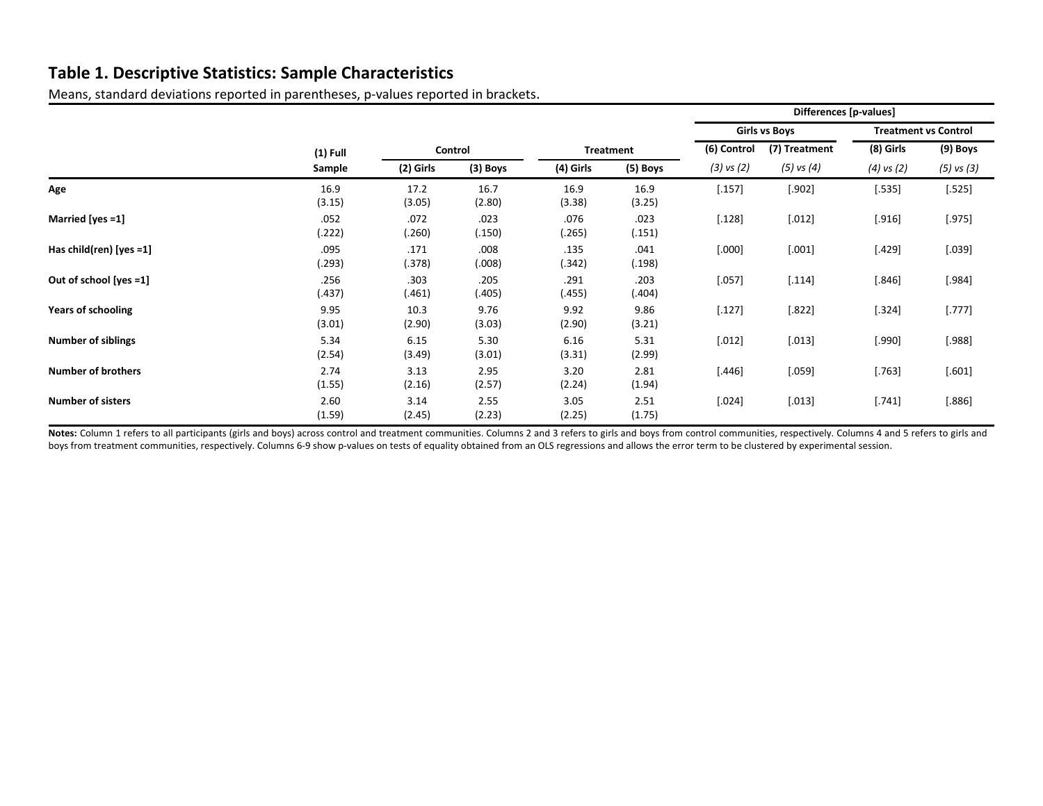## Table 1. Descriptive Statistics: Sample Characteristics

Means, standard deviations reported in parentheses, p-values reported in brackets.

| | (1) Full Sample | Control | | Treatment | | Differences [p-values] | | | |
|---|---|---|---|---|---|---|---|---|---|
| | | | | | | Girls vs Boys | | Treatment vs Control | |
| | | (2) Girls | (3) Boys | (4) Girls | (5) Boys | (6) Control *(3) vs (2)* | (7) Treatment *(5) vs (4)* | (8) Girls *(4) vs (2)* | (9) Boys *(5) vs (3)* |
| **Age** | 16.9 | 17.2 | 16.7 | 16.9 | 16.9 | [.157] | [.902] | [.535] | [.525] |
| | (3.15) | (3.05) | (2.80) | (3.38) | (3.25) | | | | |
| **Married [yes =1]** | .052 | .072 | .023 | .076 | .023 | [.128] | [.012] | [.916] | [.975] |
| | (.222) | (.260) | (.150) | (.265) | (.151) | | | | |
| **Has child(ren) [yes =1]** | .095 | .171 | .008 | .135 | .041 | [.000] | [.001] | [.429] | [.039] |
| | (.293) | (.378) | (.008) | (.342) | (.198) | | | | |
| **Out of school [yes =1]** | .256 | .303 | .205 | .291 | .203 | [.057] | [.114] | [.846] | [.984] |
| | (.437) | (.461) | (.405) | (.455) | (.404) | | | | |
| **Years of schooling** | 9.95 | 10.3 | 9.76 | 9.92 | 9.86 | [.127] | [.822] | [.324] | [.777] |
| | (3.01) | (2.90) | (3.03) | (2.90) | (3.21) | | | | |
| **Number of siblings** | 5.34 | 6.15 | 5.30 | 6.16 | 5.31 | [.012] | [.013] | [.990] | [.988] |
| | (2.54) | (3.49) | (3.01) | (3.31) | (2.99) | | | | |
| **Number of brothers** | 2.74 | 3.13 | 2.95 | 3.20 | 2.81 | [.446] | [.059] | [.763] | [.601] |
| | (1.55) | (2.16) | (2.57) | (2.24) | (1.94) | | | | |
| **Number of sisters** | 2.60 | 3.14 | 2.55 | 3.05 | 2.51 | [.024] | [.013] | [.741] | [.886] |
| | (1.59) | (2.45) | (2.23) | (2.25) | (1.75) | | | | |

**Notes:** Column 1 refers to all participants (girls and boys) across control and treatment communities. Columns 2 and 3 refers to girls and boys from control communities, respectively. Columns 4 and 5 refers to girls and boys from treatment communities, respectively. Columns 6-9 show p-values on tests of equality obtained from an OLS regressions and allows the error term to be clustered by experimental session.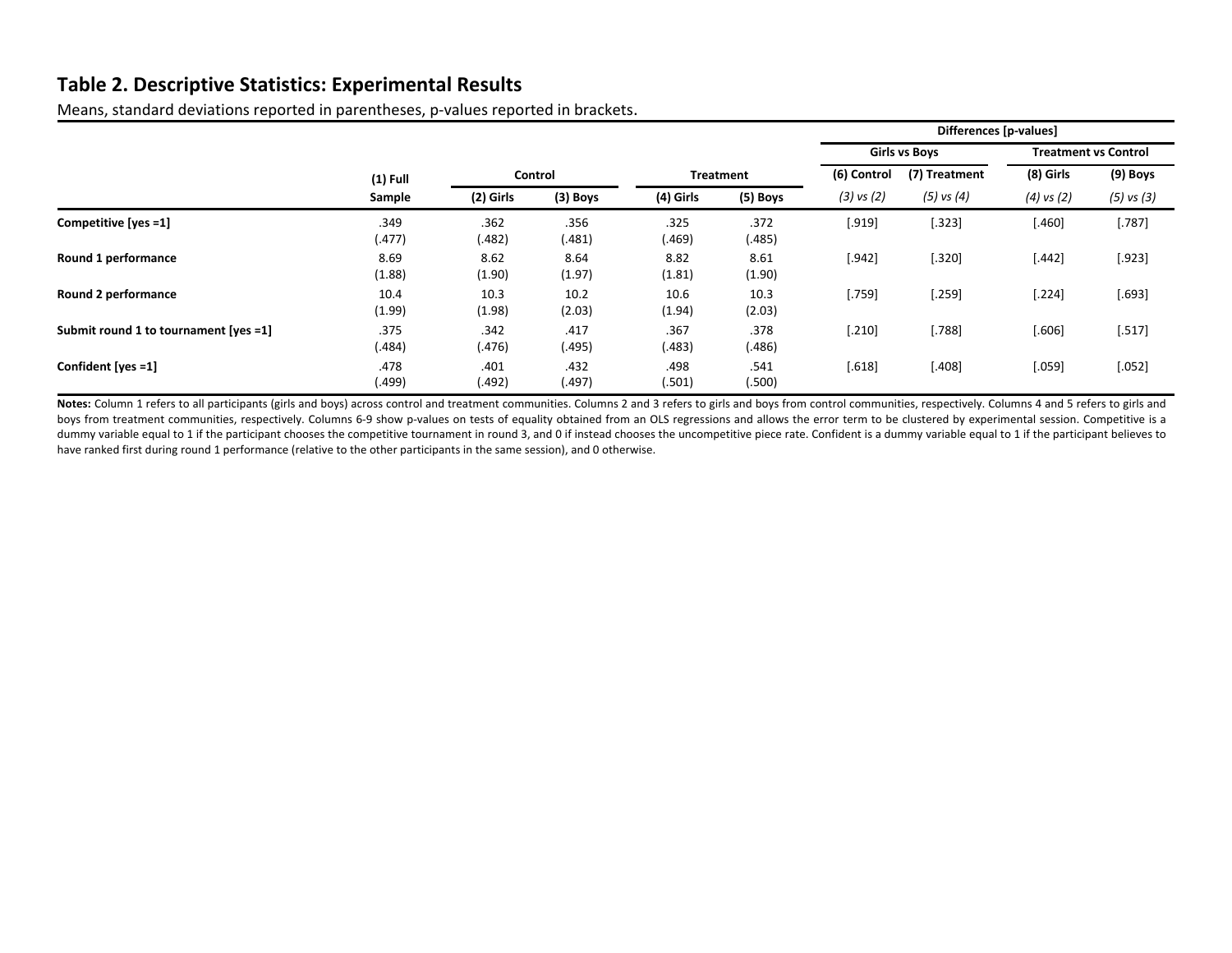## Table 2. Descriptive Statistics: Experimental Results

Means, standard deviations reported in parentheses, p-values reported in brackets.

| | (1) Full Sample | Control | | Treatment | | Differences [p-values] | | | |
|---|---|---|---|---|---|---|---|---|---|
| | | | | | | Girls vs Boys | | Treatment vs Control | |
| | | (2) Girls | (3) Boys | (4) Girls | (5) Boys | (6) Control *(3) vs (2)* | (7) Treatment *(5) vs (4)* | (8) Girls *(4) vs (2)* | (9) Boys *(5) vs (3)* |
| **Competitive [yes =1]** | .349 | .362 | .356 | .325 | .372 | [.919] | [.323] | [.460] | [.787] |
| | (.477) | (.482) | (.481) | (.469) | (.485) | | | | |
| **Round 1 performance** | 8.69 | 8.62 | 8.64 | 8.82 | 8.61 | [.942] | [.320] | [.442] | [.923] |
| | (1.88) | (1.90) | (1.97) | (1.81) | (1.90) | | | | |
| **Round 2 performance** | 10.4 | 10.3 | 10.2 | 10.6 | 10.3 | [.759] | [.259] | [.224] | [.693] |
| | (1.99) | (1.98) | (2.03) | (1.94) | (2.03) | | | | |
| **Submit round 1 to tournament [yes =1]** | .375 | .342 | .417 | .367 | .378 | [.210] | [.788] | [.606] | [.517] |
| | (.484) | (.476) | (.495) | (.483) | (.486) | | | | |
| **Confident [yes =1]** | .478 | .401 | .432 | .498 | .541 | [.618] | [.408] | [.059] | [.052] |
| | (.499) | (.492) | (.497) | (.501) | (.500) | | | | |

**Notes:** Column 1 refers to all participants (girls and boys) across control and treatment communities. Columns 2 and 3 refers to girls and boys from control communities, respectively. Columns 4 and 5 refers to girls and boys from treatment communities, respectively. Columns 6-9 show p-values on tests of equality obtained from an OLS regressions and allows the error term to be clustered by experimental session. Competitive is a dummy variable equal to 1 if the participant chooses the competitive tournament in round 3, and 0 if instead chooses the uncompetitive piece rate. Confident is a dummy variable equal to 1 if the participant believes to have ranked first during round 1 performance (relative to the other participants in the same session), and 0 otherwise.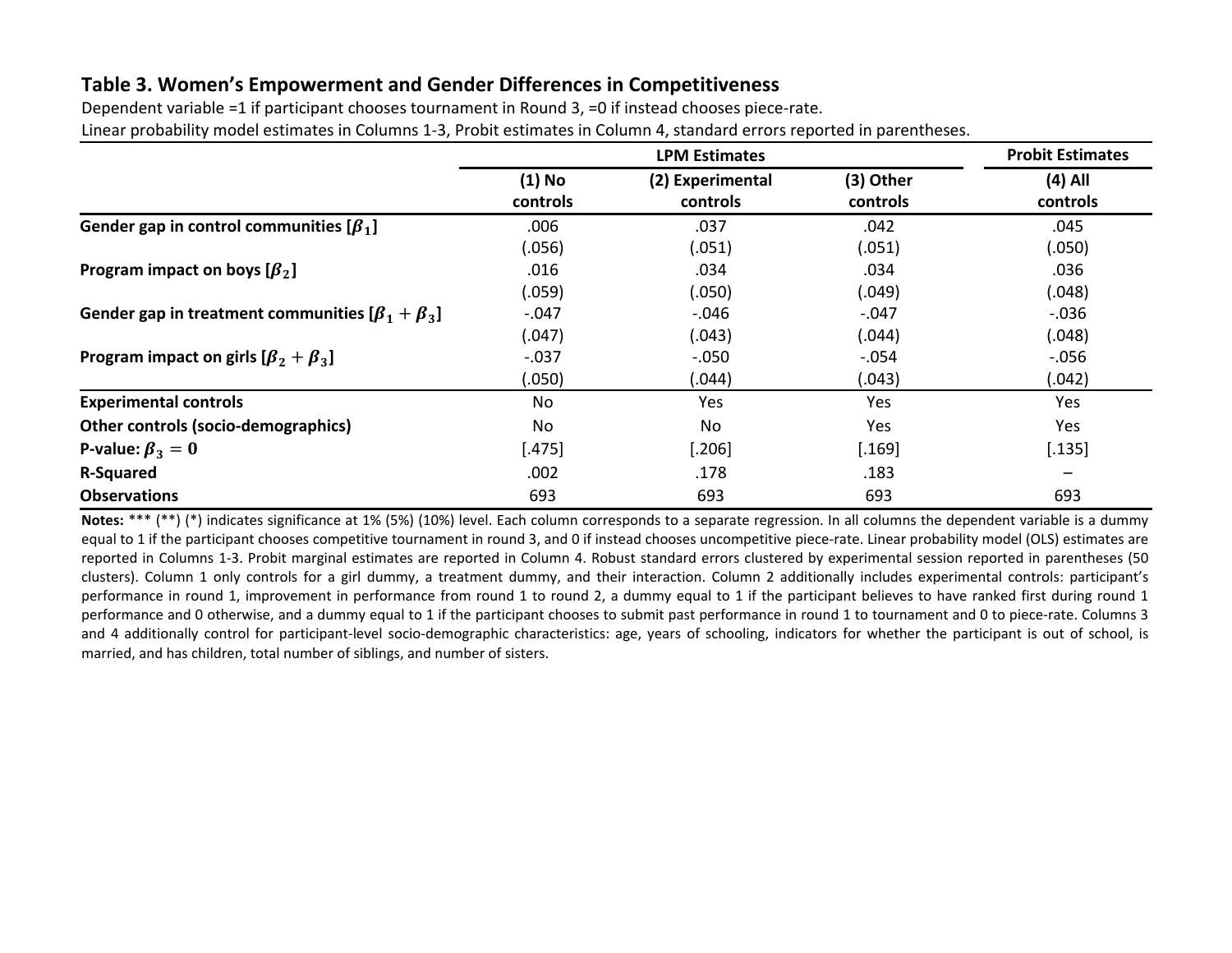### Table 3. Women's Empowerment and Gender Differences in Competitiveness

Dependent variable =1 if participant chooses tournament in Round 3, =0 if instead chooses piece-rate.
Linear probability model estimates in Columns 1-3, Probit estimates in Column 4, standard errors reported in parentheses.

| | LPM Estimates | | | Probit Estimates |
|---|---|---|---|---|
| | (1) No controls | (2) Experimental controls | (3) Other controls | (4) All controls |
| **Gender gap in control communities [$\beta_1$]** | .006 | .037 | .042 | .045 |
| | (.056) | (.051) | (.051) | (.050) |
| **Program impact on boys [$\beta_2$]** | .016 | .034 | .034 | .036 |
| | (.059) | (.050) | (.049) | (.048) |
| **Gender gap in treatment communities [$\beta_1 + \beta_3$]** | -.047 | -.046 | -.047 | -.036 |
| | (.047) | (.043) | (.044) | (.048) |
| **Program impact on girls [$\beta_2 + \beta_3$]** | -.037 | -.050 | -.054 | -.056 |
| | (.050) | (.044) | (.043) | (.042) |
| **Experimental controls** | No | Yes | Yes | Yes |
| **Other controls (socio-demographics)** | No | No | Yes | Yes |
| **P-value: $\beta_3 = 0$** | [.475] | [.206] | [.169] | [.135] |
| **R-Squared** | .002 | .178 | .183 | – |
| **Observations** | 693 | 693 | 693 | 693 |

**Notes:** *** (**) (*) indicates significance at 1% (5%) (10%) level. Each column corresponds to a separate regression. In all columns the dependent variable is a dummy equal to 1 if the participant chooses competitive tournament in round 3, and 0 if instead chooses uncompetitive piece-rate. Linear probability model (OLS) estimates are reported in Columns 1-3. Probit marginal estimates are reported in Column 4. Robust standard errors clustered by experimental session reported in parentheses (50 clusters). Column 1 only controls for a girl dummy, a treatment dummy, and their interaction. Column 2 additionally includes experimental controls: participant's performance in round 1, improvement in performance from round 1 to round 2, a dummy equal to 1 if the participant believes to have ranked first during round 1 performance and 0 otherwise, and a dummy equal to 1 if the participant chooses to submit past performance in round 1 to tournament and 0 to piece-rate. Columns 3 and 4 additionally control for participant-level socio-demographic characteristics: age, years of schooling, indicators for whether the participant is out of school, is married, and has children, total number of siblings, and number of sisters.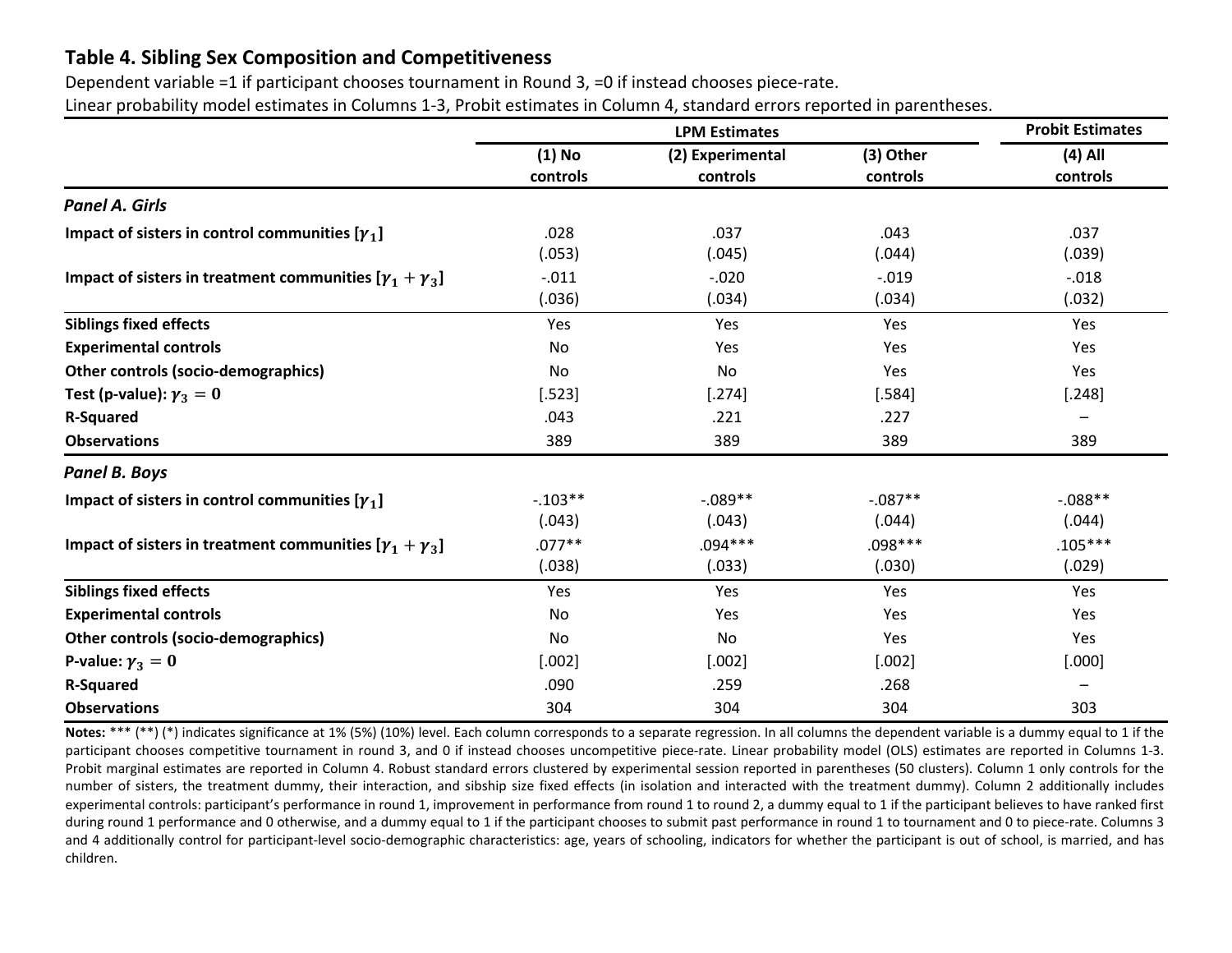### Table 4. Sibling Sex Composition and Competitiveness

Dependent variable =1 if participant chooses tournament in Round 3, =0 if instead chooses piece-rate.
Linear probability model estimates in Columns 1-3, Probit estimates in Column 4, standard errors reported in parentheses.

| | LPM Estimates | | | Probit Estimates |
|---|---|---|---|---|
| | (1) No controls | (2) Experimental controls | (3) Other controls | (4) All controls |
| ***Panel A. Girls*** | | | | |
| **Impact of sisters in control communities [$\gamma_1$]** | .028 | .037 | .043 | .037 |
| | (.053) | (.045) | (.044) | (.039) |
| **Impact of sisters in treatment communities [$\gamma_1 + \gamma_3$]** | -.011 | -.020 | -.019 | -.018 |
| | (.036) | (.034) | (.034) | (.032) |
| **Siblings fixed effects** | Yes | Yes | Yes | Yes |
| **Experimental controls** | No | Yes | Yes | Yes |
| **Other controls (socio-demographics)** | No | No | Yes | Yes |
| **Test (p-value): $\gamma_3 = 0$** | [.523] | [.274] | [.584] | [.248] |
| **R-Squared** | .043 | .221 | .227 | – |
| **Observations** | 389 | 389 | 389 | 389 |
| ***Panel B. Boys*** | | | | |
| **Impact of sisters in control communities [$\gamma_1$]** | -.103** | -.089** | -.087** | -.088** |
| | (.043) | (.043) | (.044) | (.044) |
| **Impact of sisters in treatment communities [$\gamma_1 + \gamma_3$]** | .077** | .094*** | .098*** | .105*** |
| | (.038) | (.033) | (.030) | (.029) |
| **Siblings fixed effects** | Yes | Yes | Yes | Yes |
| **Experimental controls** | No | Yes | Yes | Yes |
| **Other controls (socio-demographics)** | No | No | Yes | Yes |
| **P-value: $\gamma_3 = 0$** | [.002] | [.002] | [.002] | [.000] |
| **R-Squared** | .090 | .259 | .268 | – |
| **Observations** | 304 | 304 | 304 | 303 |

**Notes:** *** (**) (*) indicates significance at 1% (5%) (10%) level. Each column corresponds to a separate regression. In all columns the dependent variable is a dummy equal to 1 if the participant chooses competitive tournament in round 3, and 0 if instead chooses uncompetitive piece-rate. Linear probability model (OLS) estimates are reported in Columns 1-3. Probit marginal estimates are reported in Column 4. Robust standard errors clustered by experimental session reported in parentheses (50 clusters). Column 1 only controls for the number of sisters, the treatment dummy, their interaction, and sibship size fixed effects (in isolation and interacted with the treatment dummy). Column 2 additionally includes experimental controls: participant's performance in round 1, improvement in performance from round 1 to round 2, a dummy equal to 1 if the participant believes to have ranked first during round 1 performance and 0 otherwise, and a dummy equal to 1 if the participant chooses to submit past performance in round 1 to tournament and 0 to piece-rate. Columns 3 and 4 additionally control for participant-level socio-demographic characteristics: age, years of schooling, indicators for whether the participant is out of school, is married, and has children.